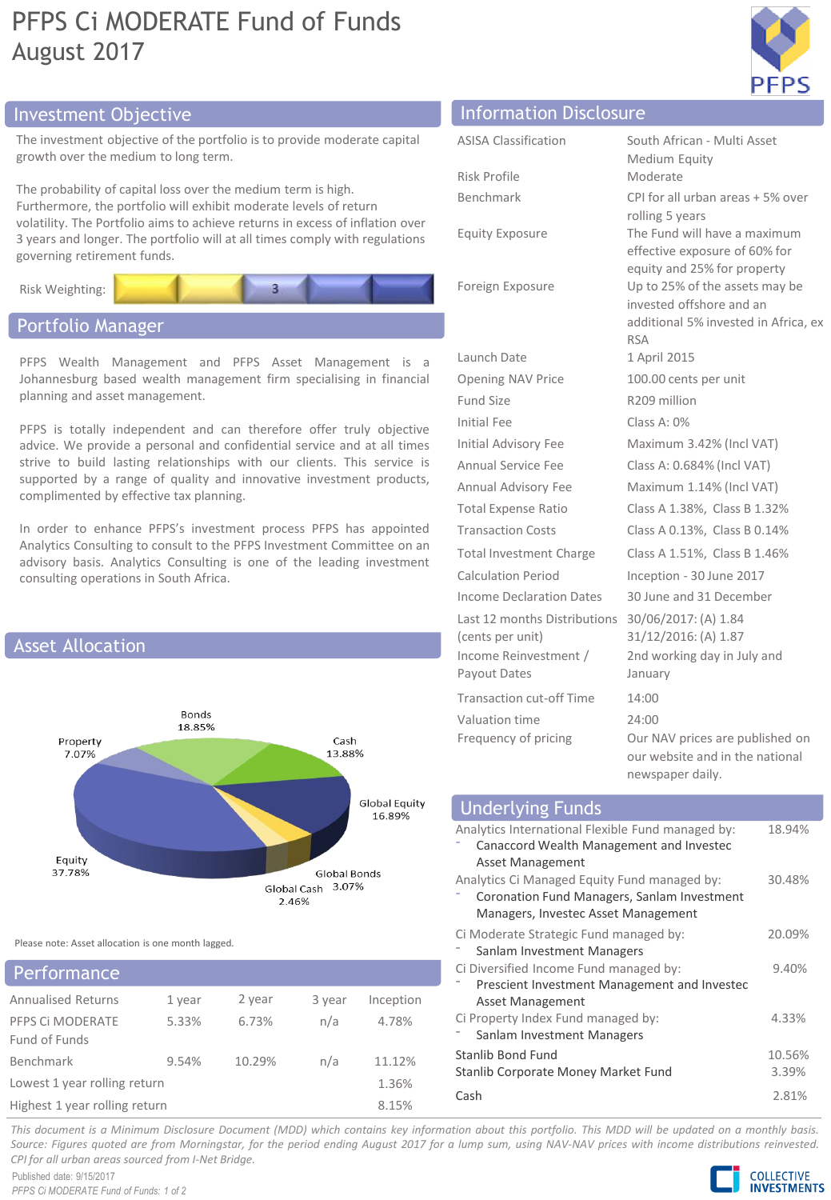# PFPS Ci MODERATE Fund of Funds
## August 2017

## Investment Objective

The investment objective of the portfolio is to provide moderate capital growth over the medium to long term.

The probability of capital loss over the medium term is high. Furthermore, the portfolio will exhibit moderate levels of return volatility. The Portfolio aims to achieve returns in excess of inflation over 3 years and longer. The portfolio will at all times comply with regulations governing retirement funds.

Risk Weighting: 3

## Portfolio Manager

PFPS Wealth Management and PFPS Asset Management is a Johannesburg based wealth management firm specialising in financial planning and asset management.

PFPS is totally independent and can therefore offer truly objective advice. We provide a personal and confidential service and at all times strive to build lasting relationships with our clients. This service is supported by a range of quality and innovative investment products, complimented by effective tax planning.

In order to enhance PFPS's investment process PFPS has appointed Analytics Consulting to consult to the PFPS Investment Committee on an advisory basis. Analytics Consulting is one of the leading investment consulting operations in South Africa.

## Asset Allocation

Bonds 18.85%
Cash 13.88%
Global Equity 16.89%
Global Bonds 3.07%
Global Cash 2.46%
Equity 37.78%
Property 7.07%

Please note: Asset allocation is one month lagged.

## Performance

| Annualised Returns | 1 year | 2 year | 3 year | Inception |
|---|---|---|---|---|
| PFPS Ci MODERATE Fund of Funds | 5.33% | 6.73% | n/a | 4.78% |
| Benchmark | 9.54% | 10.29% | n/a | 11.12% |
| Lowest 1 year rolling return | | | | 1.36% |
| Highest 1 year rolling return | | | | 8.15% |

## Information Disclosure

| | |
|---|---|
| ASISA Classification | South African - Multi Asset Medium Equity |
| Risk Profile | Moderate |
| Benchmark | CPI for all urban areas + 5% over rolling 5 years |
| Equity Exposure | The Fund will have a maximum effective exposure of 60% for equity and 25% for property |
| Foreign Exposure | Up to 25% of the assets may be invested offshore and an additional 5% invested in Africa, ex RSA |
| Launch Date | 1 April 2015 |
| Opening NAV Price | 100.00 cents per unit |
| Fund Size | R209 million |
| Initial Fee | Class A: 0% |
| Initial Advisory Fee | Maximum 3.42% (Incl VAT) |
| Annual Service Fee | Class A: 0.684% (Incl VAT) |
| Annual Advisory Fee | Maximum 1.14% (Incl VAT) |
| Total Expense Ratio | Class A 1.38%, Class B 1.32% |
| Transaction Costs | Class A 0.13%, Class B 0.14% |
| Total Investment Charge | Class A 1.51%, Class B 1.46% |
| Calculation Period | Inception - 30 June 2017 |
| Income Declaration Dates | 30 June and 31 December |
| Last 12 months Distributions (cents per unit) | 30/06/2017: (A) 1.84<br>31/12/2016: (A) 1.87 |
| Income Reinvestment / Payout Dates | 2nd working day in July and January |
| Transaction cut-off Time | 14:00 |
| Valuation time | 24:00 |
| Frequency of pricing | Our NAV prices are published on our website and in the national newspaper daily. |

## Underlying Funds

| | |
|---|---|
| Analytics International Flexible Fund managed by:<br>- Canaccord Wealth Management and Investec Asset Management | 18.94% |
| Analytics Ci Managed Equity Fund managed by:<br>- Coronation Fund Managers, Sanlam Investment Managers, Investec Asset Management | 30.48% |
| Ci Moderate Strategic Fund managed by:<br>- Sanlam Investment Managers | 20.09% |
| Ci Diversified Income Fund managed by:<br>- Prescient Investment Management and Investec Asset Management | 9.40% |
| Ci Property Index Fund managed by:<br>- Sanlam Investment Managers | 4.33% |
| Stanlib Bond Fund | 10.56% |
| Stanlib Corporate Money Market Fund | 3.39% |
| Cash | 2.81% |

*This document is a Minimum Disclosure Document (MDD) which contains key information about this portfolio. This MDD will be updated on a monthly basis. Source: Figures quoted are from Morningstar, for the period ending August 2017 for a lump sum, using NAV-NAV prices with income distributions reinvested. CPI for all urban areas sourced from I-Net Bridge.*

Published date: 9/15/2017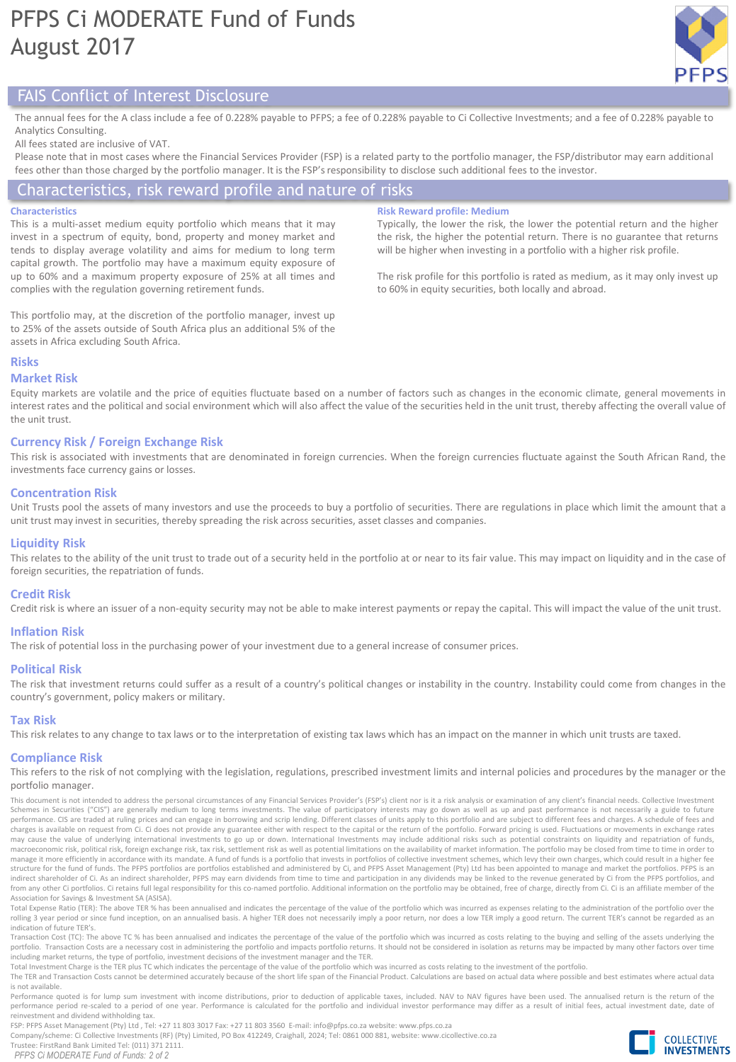# PFPS Ci MODERATE Fund of Funds
# August 2017

## FAIS Conflict of Interest Disclosure

The annual fees for the A class include a fee of 0.228% payable to PFPS; a fee of 0.228% payable to Ci Collective Investments; and a fee of 0.228% payable to Analytics Consulting.

All fees stated are inclusive of VAT.

Please note that in most cases where the Financial Services Provider (FSP) is a related party to the portfolio manager, the FSP/distributor may earn additional fees other than those charged by the portfolio manager. It is the FSP's responsibility to disclose such additional fees to the investor.

## Characteristics, risk reward profile and nature of risks

### Characteristics

This is a multi-asset medium equity portfolio which means that it may invest in a spectrum of equity, bond, property and money market and tends to display average volatility and aims for medium to long term capital growth. The portfolio may have a maximum equity exposure of up to 60% and a maximum property exposure of 25% at all times and complies with the regulation governing retirement funds.

This portfolio may, at the discretion of the portfolio manager, invest up to 25% of the assets outside of South Africa plus an additional 5% of the assets in Africa excluding South Africa.

### Risk Reward profile: Medium

Typically, the lower the risk, the lower the potential return and the higher the risk, the higher the potential return. There is no guarantee that returns will be higher when investing in a portfolio with a higher risk profile.

The risk profile for this portfolio is rated as medium, as it may only invest up to 60% in equity securities, both locally and abroad.

### Risks

#### Market Risk

Equity markets are volatile and the price of equities fluctuate based on a number of factors such as changes in the economic climate, general movements in interest rates and the political and social environment which will also affect the value of the securities held in the unit trust, thereby affecting the overall value of the unit trust.

#### Currency Risk / Foreign Exchange Risk

This risk is associated with investments that are denominated in foreign currencies. When the foreign currencies fluctuate against the South African Rand, the investments face currency gains or losses.

#### Concentration Risk

Unit Trusts pool the assets of many investors and use the proceeds to buy a portfolio of securities. There are regulations in place which limit the amount that a unit trust may invest in securities, thereby spreading the risk across securities, asset classes and companies.

#### Liquidity Risk

This relates to the ability of the unit trust to trade out of a security held in the portfolio at or near to its fair value. This may impact on liquidity and in the case of foreign securities, the repatriation of funds.

#### Credit Risk

Credit risk is where an issuer of a non-equity security may not be able to make interest payments or repay the capital. This will impact the value of the unit trust.

#### Inflation Risk

The risk of potential loss in the purchasing power of your investment due to a general increase of consumer prices.

#### Political Risk

The risk that investment returns could suffer as a result of a country's political changes or instability in the country. Instability could come from changes in the country's government, policy makers or military.

#### Tax Risk

This risk relates to any change to tax laws or to the interpretation of existing tax laws which has an impact on the manner in which unit trusts are taxed.

#### Compliance Risk

This refers to the risk of not complying with the legislation, regulations, prescribed investment limits and internal policies and procedures by the manager or the portfolio manager.

This document is not intended to address the personal circumstances of any Financial Services Provider's (FSP's) client nor is it a risk analysis or examination of any client's financial needs. Collective Investment Schemes in Securities ("CIS") are generally medium to long terms investments. The value of participatory interests may go down as well as up and past performance is not necessarily a guide to future performance. CIS are traded at ruling prices and can engage in borrowing and scrip lending. Different classes of units apply to this portfolio and are subject to different fees and charges. A schedule of fees and charges is available on request from Ci. Ci does not provide any guarantee either with respect to the capital or the return of the portfolio. Forward pricing is used. Fluctuations or movements in exchange rates may cause the value of underlying international investments to go up or down. International Investments may include additional risks such as potential constraints on liquidity and repatriation of funds, macroeconomic risk, political risk, foreign exchange risk, tax risk, settlement risk as well as potential limitations on the availability of market information. The portfolio may be closed from time to time in order to manage it more efficiently in accordance with its mandate. A fund of funds is a portfolio that invests in portfolios of collective investment schemes, which levy their own charges, which could result in a higher fee structure for the fund of funds. The PFPS portfolios are portfolios established and administered by Ci, and PFPS Asset Management (Pty) Ltd has been appointed to manage and market the portfolios. PFPS is an indirect shareholder of Ci. As an indirect shareholder, PFPS may earn dividends from time to time and participation in any dividends may be linked to the revenue generated by Ci from the PFPS portfolios, and from any other Ci portfolios. Ci retains full legal responsibility for this co-named portfolio. Additional information on the portfolio may be obtained, free of charge, directly from Ci. Ci is an affiliate member of the Association for Savings & Investment SA (ASISA).

Total Expense Ratio (TER): The above TER % has been annualised and indicates the percentage of the value of the portfolio which was incurred as expenses relating to the administration of the portfolio over the rolling 3 year period or since fund inception, on an annualised basis. A higher TER does not necessarily imply a poor return, nor does a low TER imply a good return. The current TER's cannot be regarded as an indication of future TER's.

Transaction Cost (TC): The above TC % has been annualised and indicates the percentage of the value of the portfolio which was incurred as costs relating to the buying and selling of the assets underlying the portfolio. Transaction Costs are a necessary cost in administering the portfolio and impacts portfolio returns. It should not be considered in isolation as returns may be impacted by many other factors over time including market returns, the type of portfolio, investment decisions of the investment manager and the TER.

Total Investment Charge is the TER plus TC which indicates the percentage of the value of the portfolio which was incurred as costs relating to the investment of the portfolio.

The TER and Transaction Costs cannot be determined accurately because of the short life span of the Financial Product. Calculations are based on actual data where possible and best estimates where actual data is not available.

Performance quoted is for lump sum investment with income distributions, prior to deduction of applicable taxes, included. NAV to NAV figures have been used. The annualised return is the return of the performance period re-scaled to a period of one year. Performance is calculated for the portfolio and individual investor performance may differ as a result of initial fees, actual investment date, date of reinvestment and dividend withholding tax.

FSP: PFPS Asset Management (Pty) Ltd , Tel: +27 11 803 3017 Fax: +27 11 803 3560 E-mail: info@pfps.co.za website: www.pfps.co.za

Company/scheme: Ci Collective Investments (RF) (Pty) Limited, PO Box 412249, Craighall, 2024; Tel: 0861 000 881, website: www.cicollective.co.za

Trustee: FirstRand Bank Limited Tel: (011) 371 2111.